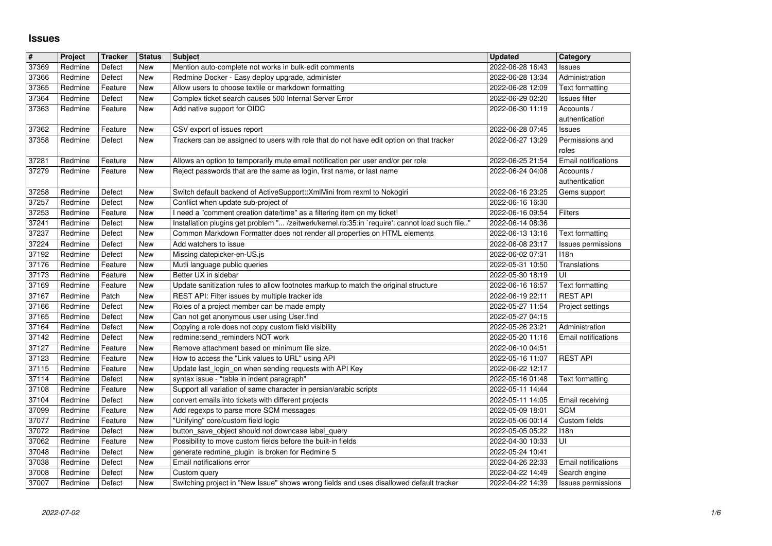# Issues

| # | Project | Tracker | Status | Subject | Updated | Category |
|---|---|---|---|---|---|---|
| 37369 | Redmine | Defect | New | Mention auto-complete not works in bulk-edit comments | 2022-06-28 16:43 | Issues |
| 37366 | Redmine | Defect | New | Redmine Docker - Easy deploy upgrade, administer | 2022-06-28 13:34 | Administration |
| 37365 | Redmine | Feature | New | Allow users to choose textile or markdown formatting | 2022-06-28 12:09 | Text formatting |
| 37364 | Redmine | Defect | New | Complex ticket search causes 500 Internal Server Error | 2022-06-29 02:20 | Issues filter |
| 37363 | Redmine | Feature | New | Add native support for OIDC | 2022-06-30 11:19 | Accounts / authentication |
| 37362 | Redmine | Feature | New | CSV export of issues report | 2022-06-28 07:45 | Issues |
| 37358 | Redmine | Defect | New | Trackers can be assigned to users with role that do not have edit option on that tracker | 2022-06-27 13:29 | Permissions and roles |
| 37281 | Redmine | Feature | New | Allows an option to temporarily mute email notification per user and/or per role | 2022-06-25 21:54 | Email notifications |
| 37279 | Redmine | Feature | New | Reject passwords that are the same as login, first name, or last name | 2022-06-24 04:08 | Accounts / authentication |
| 37258 | Redmine | Defect | New | Switch default backend of ActiveSupport::XmlMini from rexml to Nokogiri | 2022-06-16 23:25 | Gems support |
| 37257 | Redmine | Defect | New | Conflict when update sub-project of | 2022-06-16 16:30 | |
| 37253 | Redmine | Feature | New | I need a "comment creation date/time" as a filtering item on my ticket! | 2022-06-16 09:54 | Filters |
| 37241 | Redmine | Defect | New | Installation plugins get problem "... /zeitwerk/kernel.rb:35:in `require': cannot load such file.." | 2022-06-14 08:36 | |
| 37237 | Redmine | Defect | New | Common Markdown Formatter does not render all properties on HTML elements | 2022-06-13 13:16 | Text formatting |
| 37224 | Redmine | Defect | New | Add watchers to issue | 2022-06-08 23:17 | Issues permissions |
| 37192 | Redmine | Defect | New | Missing datepicker-en-US.js | 2022-06-02 07:31 | I18n |
| 37176 | Redmine | Feature | New | Mutli language public queries | 2022-05-31 10:50 | Translations |
| 37173 | Redmine | Feature | New | Better UX in sidebar | 2022-05-30 18:19 | UI |
| 37169 | Redmine | Feature | New | Update sanitization rules to allow footnotes markup to match the original structure | 2022-06-16 16:57 | Text formatting |
| 37167 | Redmine | Patch | New | REST API: Filter issues by multiple tracker ids | 2022-06-19 22:11 | REST API |
| 37166 | Redmine | Defect | New | Roles of a project member can be made empty | 2022-05-27 11:54 | Project settings |
| 37165 | Redmine | Defect | New | Can not get anonymous user using User.find | 2022-05-27 04:15 | |
| 37164 | Redmine | Defect | New | Copying a role does not copy custom field visibility | 2022-05-26 23:21 | Administration |
| 37142 | Redmine | Defect | New | redmine:send_reminders NOT work | 2022-05-20 11:16 | Email notifications |
| 37127 | Redmine | Feature | New | Remove attachment based on minimum file size. | 2022-06-10 04:51 | |
| 37123 | Redmine | Feature | New | How to access the "Link values to URL" using API | 2022-05-16 11:07 | REST API |
| 37115 | Redmine | Feature | New | Update last_login_on when sending requests with API Key | 2022-06-22 12:17 | |
| 37114 | Redmine | Defect | New | syntax issue - "table in indent paragraph" | 2022-05-16 01:48 | Text formatting |
| 37108 | Redmine | Feature | New | Support all variation of same character in persian/arabic scripts | 2022-05-11 14:44 | |
| 37104 | Redmine | Defect | New | convert emails into tickets with different projects | 2022-05-11 14:05 | Email receiving |
| 37099 | Redmine | Feature | New | Add regexps to parse more SCM messages | 2022-05-09 18:01 | SCM |
| 37077 | Redmine | Feature | New | "Unifying" core/custom field logic | 2022-05-06 00:14 | Custom fields |
| 37072 | Redmine | Defect | New | button_save_object should not downcase label_query | 2022-05-05 05:22 | I18n |
| 37062 | Redmine | Feature | New | Possibility to move custom fields before the built-in fields | 2022-04-30 10:33 | UI |
| 37048 | Redmine | Defect | New | generate redmine_plugin is broken for Redmine 5 | 2022-05-24 10:41 | |
| 37038 | Redmine | Defect | New | Email notifications error | 2022-04-26 22:33 | Email notifications |
| 37008 | Redmine | Defect | New | Custom query | 2022-04-22 14:49 | Search engine |
| 37007 | Redmine | Defect | New | Switching project in "New Issue" shows wrong fields and uses disallowed default tracker | 2022-04-22 14:39 | Issues permissions |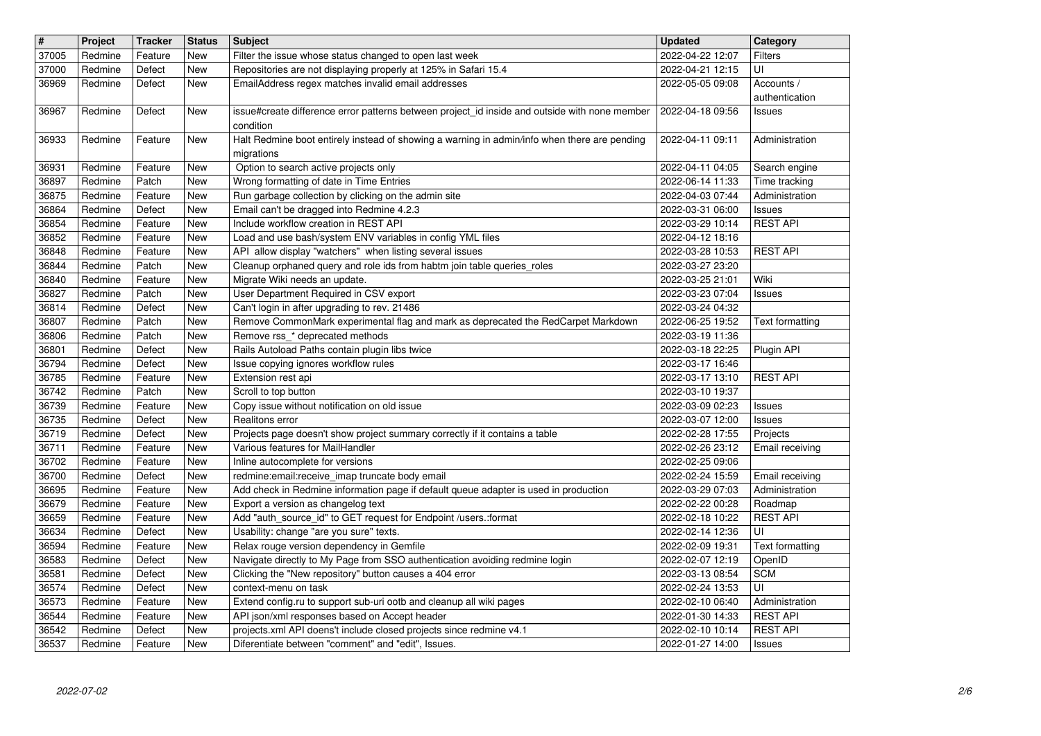| # | Project | Tracker | Status | Subject | Updated | Category |
|---|---|---|---|---|---|---|
| 37005 | Redmine | Feature | New | Filter the issue whose status changed to open last week | 2022-04-22 12:07 | Filters |
| 37000 | Redmine | Defect | New | Repositories are not displaying properly at 125% in Safari 15.4 | 2022-04-21 12:15 | UI |
| 36969 | Redmine | Defect | New | EmailAddress regex matches invalid email addresses | 2022-05-05 09:08 | Accounts / authentication |
| 36967 | Redmine | Defect | New | issue#create difference error patterns between project_id inside and outside with none member condition | 2022-04-18 09:56 | Issues |
| 36933 | Redmine | Feature | New | Halt Redmine boot entirely instead of showing a warning in admin/info when there are pending migrations | 2022-04-11 09:11 | Administration |
| 36931 | Redmine | Feature | New | Option to search active projects only | 2022-04-11 04:05 | Search engine |
| 36897 | Redmine | Patch | New | Wrong formatting of date in Time Entries | 2022-06-14 11:33 | Time tracking |
| 36875 | Redmine | Feature | New | Run garbage collection by clicking on the admin site | 2022-04-03 07:44 | Administration |
| 36864 | Redmine | Defect | New | Email can't be dragged into Redmine 4.2.3 | 2022-03-31 06:00 | Issues |
| 36854 | Redmine | Feature | New | Include workflow creation in REST API | 2022-03-29 10:14 | REST API |
| 36852 | Redmine | Feature | New | Load and use bash/system ENV variables in config YML files | 2022-04-12 18:16 | |
| 36848 | Redmine | Feature | New | API allow display "watchers" when listing several issues | 2022-03-28 10:53 | REST API |
| 36844 | Redmine | Patch | New | Cleanup orphaned query and role ids from habtm join table queries_roles | 2022-03-27 23:20 | |
| 36840 | Redmine | Feature | New | Migrate Wiki needs an update. | 2022-03-25 21:01 | Wiki |
| 36827 | Redmine | Patch | New | User Department Required in CSV export | 2022-03-23 07:04 | Issues |
| 36814 | Redmine | Defect | New | Can't login in after upgrading to rev. 21486 | 2022-03-24 04:32 | |
| 36807 | Redmine | Patch | New | Remove CommonMark experimental flag and mark as deprecated the RedCarpet Markdown | 2022-06-25 19:52 | Text formatting |
| 36806 | Redmine | Patch | New | Remove rss_* deprecated methods | 2022-03-19 11:36 | |
| 36801 | Redmine | Defect | New | Rails Autoload Paths contain plugin libs twice | 2022-03-18 22:25 | Plugin API |
| 36794 | Redmine | Defect | New | Issue copying ignores workflow rules | 2022-03-17 16:46 | |
| 36785 | Redmine | Feature | New | Extension rest api | 2022-03-17 13:10 | REST API |
| 36742 | Redmine | Patch | New | Scroll to top button | 2022-03-10 19:37 | |
| 36739 | Redmine | Feature | New | Copy issue without notification on old issue | 2022-03-09 02:23 | Issues |
| 36735 | Redmine | Defect | New | Realitons error | 2022-03-07 12:00 | Issues |
| 36719 | Redmine | Defect | New | Projects page doesn't show project summary correctly if it contains a table | 2022-02-28 17:55 | Projects |
| 36711 | Redmine | Feature | New | Various features for MailHandler | 2022-02-26 23:12 | Email receiving |
| 36702 | Redmine | Feature | New | Inline autocomplete for versions | 2022-02-25 09:06 | |
| 36700 | Redmine | Defect | New | redmine:email:receive_imap truncate body email | 2022-02-24 15:59 | Email receiving |
| 36695 | Redmine | Feature | New | Add check in Redmine information page if default queue adapter is used in production | 2022-03-29 07:03 | Administration |
| 36679 | Redmine | Feature | New | Export a version as changelog text | 2022-02-22 00:28 | Roadmap |
| 36659 | Redmine | Feature | New | Add "auth_source_id" to GET request for Endpoint /users.:format | 2022-02-18 10:22 | REST API |
| 36634 | Redmine | Defect | New | Usability: change "are you sure" texts. | 2022-02-14 12:36 | UI |
| 36594 | Redmine | Feature | New | Relax rouge version dependency in Gemfile | 2022-02-09 19:31 | Text formatting |
| 36583 | Redmine | Defect | New | Navigate directly to My Page from SSO authentication avoiding redmine login | 2022-02-07 12:19 | OpenID |
| 36581 | Redmine | Defect | New | Clicking the "New repository" button causes a 404 error | 2022-03-13 08:54 | SCM |
| 36574 | Redmine | Defect | New | context-menu on task | 2022-02-24 13:53 | UI |
| 36573 | Redmine | Feature | New | Extend config.ru to support sub-uri ootb and cleanup all wiki pages | 2022-02-10 06:40 | Administration |
| 36544 | Redmine | Feature | New | API json/xml responses based on Accept header | 2022-01-30 14:33 | REST API |
| 36542 | Redmine | Defect | New | projects.xml API doens't include closed projects since redmine v4.1 | 2022-02-10 10:14 | REST API |
| 36537 | Redmine | Feature | New | Diferentiate between "comment" and "edit", Issues. | 2022-01-27 14:00 | Issues |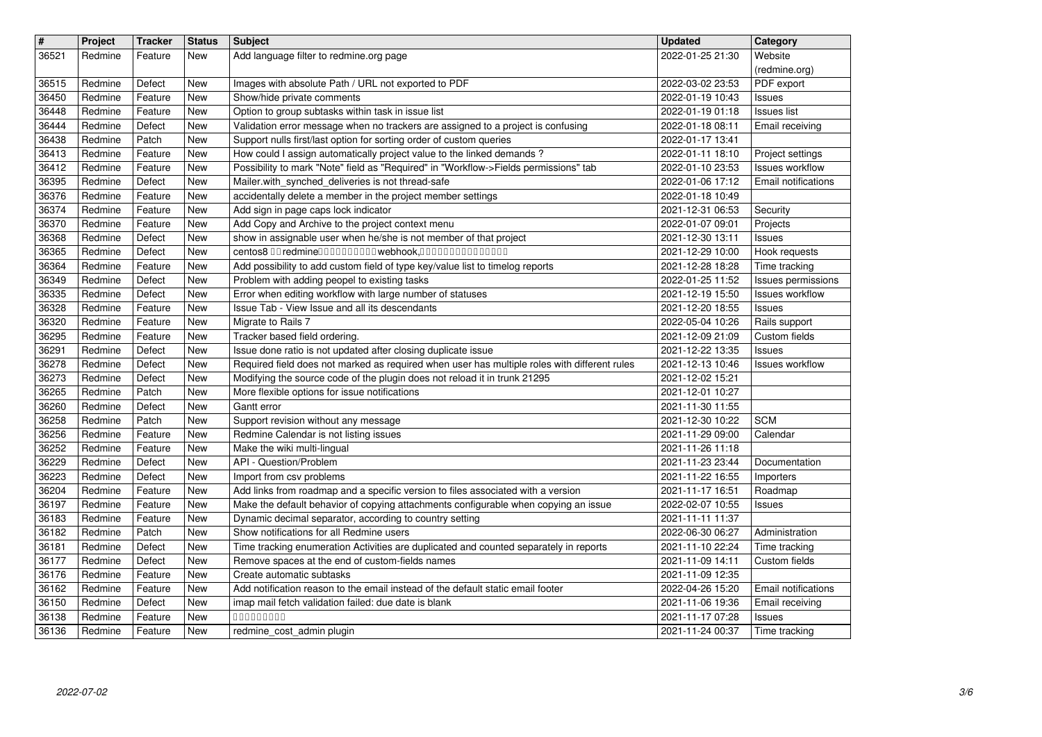| # | Project | Tracker | Status | Subject | Updated | Category |
|---|---|---|---|---|---|---|
| 36521 | Redmine | Feature | New | Add language filter to redmine.org page | 2022-01-25 21:30 | Website (redmine.org) |
| 36515 | Redmine | Defect | New | Images with absolute Path / URL not exported to PDF | 2022-03-02 23:53 | PDF export |
| 36450 | Redmine | Feature | New | Show/hide private comments | 2022-01-19 10:43 | Issues |
| 36448 | Redmine | Feature | New | Option to group subtasks within task in issue list | 2022-01-19 01:18 | Issues list |
| 36444 | Redmine | Defect | New | Validation error message when no trackers are assigned to a project is confusing | 2022-01-18 08:11 | Email receiving |
| 36438 | Redmine | Patch | New | Support nulls first/last option for sorting order of custom queries | 2022-01-17 13:41 | |
| 36413 | Redmine | Feature | New | How could I assign automatically project value to the linked demands ? | 2022-01-11 18:10 | Project settings |
| 36412 | Redmine | Feature | New | Possibility to mark "Note" field as "Required" in "Workflow->Fields permissions" tab | 2022-01-10 23:53 | Issues workflow |
| 36395 | Redmine | Defect | New | Mailer.with_synched_deliveries is not thread-safe | 2022-01-06 17:12 | Email notifications |
| 36376 | Redmine | Feature | New | accidentally delete a member in the project member settings | 2022-01-18 10:49 | |
| 36374 | Redmine | Feature | New | Add sign in page caps lock indicator | 2021-12-31 06:53 | Security |
| 36370 | Redmine | Feature | New | Add Copy and Archive to the project context menu | 2022-01-07 09:01 | Projects |
| 36368 | Redmine | Defect | New | show in assignable user when he/she is not member of that project | 2021-12-30 13:11 | Issues |
| 36365 | Redmine | Defect | New | centos8 □□redmine□□□□□□□□□□webhook,□□□□□□□□□□□□□□ | 2021-12-29 10:00 | Hook requests |
| 36364 | Redmine | Feature | New | Add possibility to add custom field of type key/value list to timelog reports | 2021-12-28 18:28 | Time tracking |
| 36349 | Redmine | Defect | New | Problem with adding peopel to existing tasks | 2022-01-25 11:52 | Issues permissions |
| 36335 | Redmine | Defect | New | Error when editing workflow with large number of statuses | 2021-12-19 15:50 | Issues workflow |
| 36328 | Redmine | Feature | New | Issue Tab - View Issue and all its descendants | 2021-12-20 18:55 | Issues |
| 36320 | Redmine | Feature | New | Migrate to Rails 7 | 2022-05-04 10:26 | Rails support |
| 36295 | Redmine | Feature | New | Tracker based field ordering. | 2021-12-09 21:09 | Custom fields |
| 36291 | Redmine | Defect | New | Issue done ratio is not updated after closing duplicate issue | 2021-12-22 13:35 | Issues |
| 36278 | Redmine | Defect | New | Required field does not marked as required when user has multiple roles with different rules | 2021-12-13 10:46 | Issues workflow |
| 36273 | Redmine | Defect | New | Modifying the source code of the plugin does not reload it in trunk 21295 | 2021-12-02 15:21 | |
| 36265 | Redmine | Patch | New | More flexible options for issue notifications | 2021-12-01 10:27 | |
| 36260 | Redmine | Defect | New | Gantt error | 2021-11-30 11:55 | |
| 36258 | Redmine | Patch | New | Support revision without any message | 2021-12-30 10:22 | SCM |
| 36256 | Redmine | Feature | New | Redmine Calendar is not listing issues | 2021-11-29 09:00 | Calendar |
| 36252 | Redmine | Feature | New | Make the wiki multi-lingual | 2021-11-26 11:18 | |
| 36229 | Redmine | Defect | New | API - Question/Problem | 2021-11-23 23:44 | Documentation |
| 36223 | Redmine | Defect | New | Import from csv problems | 2021-11-22 16:55 | Importers |
| 36204 | Redmine | Feature | New | Add links from roadmap and a specific version to files associated with a version | 2021-11-17 16:51 | Roadmap |
| 36197 | Redmine | Feature | New | Make the default behavior of copying attachments configurable when copying an issue | 2022-02-07 10:55 | Issues |
| 36183 | Redmine | Feature | New | Dynamic decimal separator, according to country setting | 2021-11-11 11:37 | |
| 36182 | Redmine | Patch | New | Show notifications for all Redmine users | 2022-06-30 06:27 | Administration |
| 36181 | Redmine | Defect | New | Time tracking enumeration Activities are duplicated and counted separately in reports | 2021-11-10 22:24 | Time tracking |
| 36177 | Redmine | Defect | New | Remove spaces at the end of custom-fields names | 2021-11-09 14:11 | Custom fields |
| 36176 | Redmine | Feature | New | Create automatic subtasks | 2021-11-09 12:35 | |
| 36162 | Redmine | Feature | New | Add notification reason to the email instead of the default static email footer | 2022-04-26 15:20 | Email notifications |
| 36150 | Redmine | Defect | New | imap mail fetch validation failed: due date is blank | 2021-11-06 19:36 | Email receiving |
| 36138 | Redmine | Feature | New | □□□□□□□□□ | 2021-11-17 07:28 | Issues |
| 36136 | Redmine | Feature | New | redmine_cost_admin plugin | 2021-11-24 00:37 | Time tracking |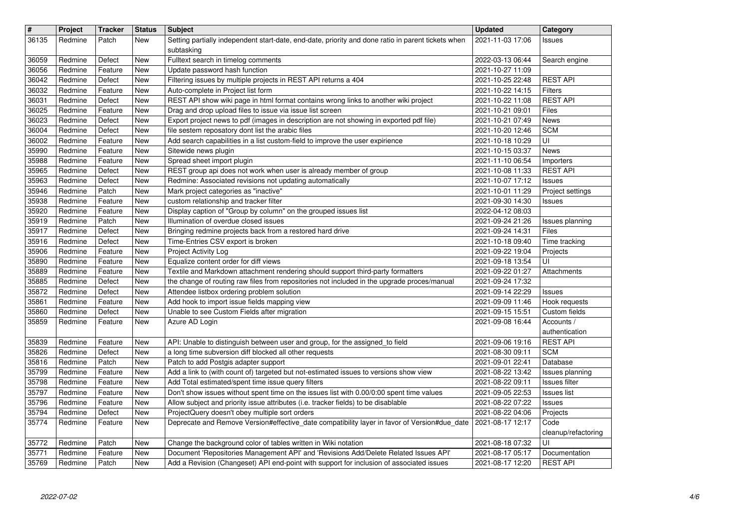| # | Project | Tracker | Status | Subject | Updated | Category |
| --- | --- | --- | --- | --- | --- | --- |
| 36135 | Redmine | Patch | New | Setting partially independent start-date, end-date, priority and done ratio in parent tickets when subtasking | 2021-11-03 17:06 | Issues |
| 36059 | Redmine | Defect | New | Fulltext search in timelog comments | 2022-03-13 06:44 | Search engine |
| 36056 | Redmine | Feature | New | Update password hash function | 2021-10-27 11:09 | |
| 36042 | Redmine | Defect | New | Filtering issues by multiple projects in REST API returns a 404 | 2021-10-25 22:48 | REST API |
| 36032 | Redmine | Feature | New | Auto-complete in Project list form | 2021-10-22 14:15 | Filters |
| 36031 | Redmine | Defect | New | REST API show wiki page in html format contains wrong links to another wiki project | 2021-10-22 11:08 | REST API |
| 36025 | Redmine | Feature | New | Drag and drop upload files to issue via issue list screen | 2021-10-21 09:01 | Files |
| 36023 | Redmine | Defect | New | Export project news to pdf (images in description are not showing in exported pdf file) | 2021-10-21 07:49 | News |
| 36004 | Redmine | Defect | New | file sestem reposatory dont list the arabic files | 2021-10-20 12:46 | SCM |
| 36002 | Redmine | Feature | New | Add search capabilities in a list custom-field to improve the user expirience | 2021-10-18 10:29 | UI |
| 35990 | Redmine | Feature | New | Sitewide news plugin | 2021-10-15 03:37 | News |
| 35988 | Redmine | Feature | New | Spread sheet import plugin | 2021-11-10 06:54 | Importers |
| 35965 | Redmine | Defect | New | REST group api does not work when user is already member of group | 2021-10-08 11:33 | REST API |
| 35963 | Redmine | Defect | New | Redmine: Associated revisions not updating automatically | 2021-10-07 17:12 | Issues |
| 35946 | Redmine | Patch | New | Mark project categories as "inactive" | 2021-10-01 11:29 | Project settings |
| 35938 | Redmine | Feature | New | custom relationship and tracker filter | 2021-09-30 14:30 | Issues |
| 35920 | Redmine | Feature | New | Display caption of "Group by column" on the grouped issues list | 2022-04-12 08:03 | |
| 35919 | Redmine | Patch | New | Illumination of overdue closed issues | 2021-09-24 21:26 | Issues planning |
| 35917 | Redmine | Defect | New | Bringing redmine projects back from a restored hard drive | 2021-09-24 14:31 | Files |
| 35916 | Redmine | Defect | New | Time-Entries CSV export is broken | 2021-10-18 09:40 | Time tracking |
| 35906 | Redmine | Feature | New | Project Activity Log | 2021-09-22 19:04 | Projects |
| 35890 | Redmine | Feature | New | Equalize content order for diff views | 2021-09-18 13:54 | UI |
| 35889 | Redmine | Feature | New | Textile and Markdown attachment rendering should support third-party formatters | 2021-09-22 01:27 | Attachments |
| 35885 | Redmine | Defect | New | the change of routing raw files from repositories not included in the upgrade proces/manual | 2021-09-24 17:32 | |
| 35872 | Redmine | Defect | New | Attendee listbox ordering problem solution | 2021-09-14 22:29 | Issues |
| 35861 | Redmine | Feature | New | Add hook to import issue fields mapping view | 2021-09-09 11:46 | Hook requests |
| 35860 | Redmine | Defect | New | Unable to see Custom Fields after migration | 2021-09-15 15:51 | Custom fields |
| 35859 | Redmine | Feature | New | Azure AD Login | 2021-09-08 16:44 | Accounts / authentication |
| 35839 | Redmine | Feature | New | API: Unable to distinguish between user and group, for the assigned_to field | 2021-09-06 19:16 | REST API |
| 35826 | Redmine | Defect | New | a long time subversion diff blocked all other requests | 2021-08-30 09:11 | SCM |
| 35816 | Redmine | Patch | New | Patch to add Postgis adapter support | 2021-09-01 22:41 | Database |
| 35799 | Redmine | Feature | New | Add a link to (with count of) targeted but not-estimated issues to versions show view | 2021-08-22 13:42 | Issues planning |
| 35798 | Redmine | Feature | New | Add Total estimated/spent time issue query filters | 2021-08-22 09:11 | Issues filter |
| 35797 | Redmine | Feature | New | Don't show issues without spent time on the issues list with 0.00/0:00 spent time values | 2021-09-05 22:53 | Issues list |
| 35796 | Redmine | Feature | New | Allow subject and priority issue attributes (i.e. tracker fields) to be disablable | 2021-08-22 07:22 | Issues |
| 35794 | Redmine | Defect | New | ProjectQuery doesn't obey multiple sort orders | 2021-08-22 04:06 | Projects |
| 35774 | Redmine | Feature | New | Deprecate and Remove Version#effective_date compatibility layer in favor of Version#due_date | 2021-08-17 12:17 | Code cleanup/refactoring |
| 35772 | Redmine | Patch | New | Change the background color of tables written in Wiki notation | 2021-08-18 07:32 | UI |
| 35771 | Redmine | Feature | New | Document 'Repositories Management API' and 'Revisions Add/Delete Related Issues API' | 2021-08-17 05:17 | Documentation |
| 35769 | Redmine | Patch | New | Add a Revision (Changeset) API end-point with support for inclusion of associated issues | 2021-08-17 12:20 | REST API |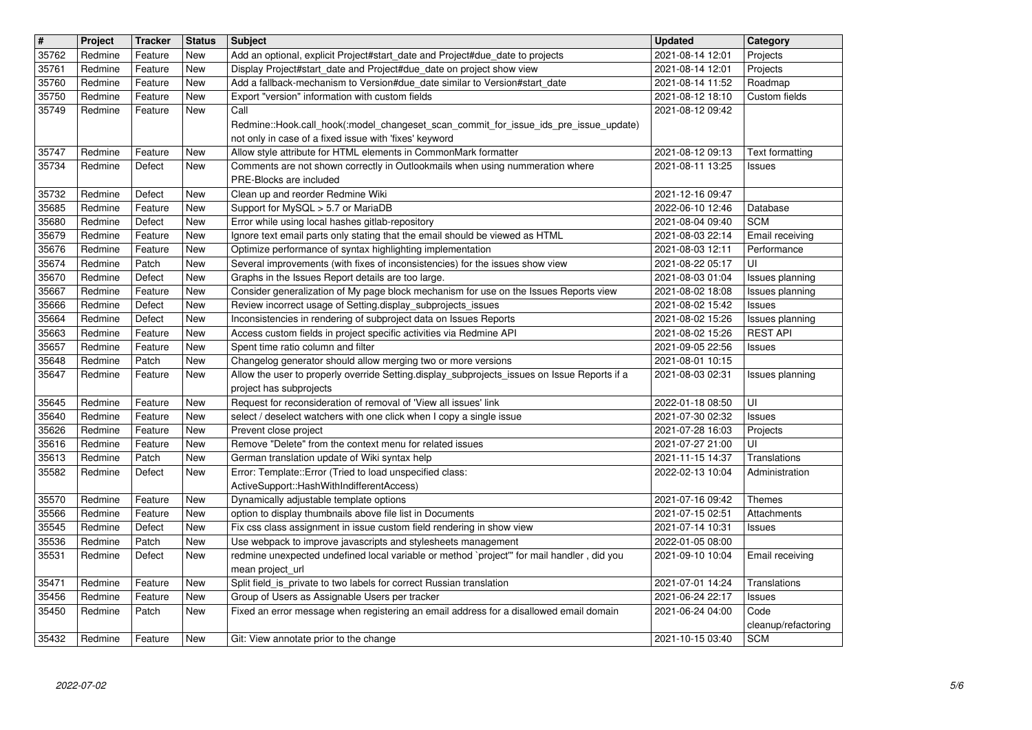| # | Project | Tracker | Status | Subject | Updated | Category |
|---|---|---|---|---|---|---|
| 35762 | Redmine | Feature | New | Add an optional, explicit Project#start_date and Project#due_date to projects | 2021-08-14 12:01 | Projects |
| 35761 | Redmine | Feature | New | Display Project#start_date and Project#due_date on project show view | 2021-08-14 12:01 | Projects |
| 35760 | Redmine | Feature | New | Add a fallback-mechanism to Version#due_date similar to Version#start_date | 2021-08-14 11:52 | Roadmap |
| 35750 | Redmine | Feature | New | Export "version" information with custom fields | 2021-08-12 18:10 | Custom fields |
| 35749 | Redmine | Feature | New | Call Redmine::Hook.call_hook(:model_changeset_scan_commit_for_issue_ids_pre_issue_update) not only in case of a fixed issue with 'fixes' keyword | 2021-08-12 09:42 | |
| 35747 | Redmine | Feature | New | Allow style attribute for HTML elements in CommonMark formatter | 2021-08-12 09:13 | Text formatting |
| 35734 | Redmine | Defect | New | Comments are not shown correctly in Outlookmails when using nummeration where PRE-Blocks are included | 2021-08-11 13:25 | Issues |
| 35732 | Redmine | Defect | New | Clean up and reorder Redmine Wiki | 2021-12-16 09:47 | |
| 35685 | Redmine | Feature | New | Support for MySQL > 5.7 or MariaDB | 2022-06-10 12:46 | Database |
| 35680 | Redmine | Defect | New | Error while using local hashes gitlab-repository | 2021-08-04 09:40 | SCM |
| 35679 | Redmine | Feature | New | Ignore text email parts only stating that the email should be viewed as HTML | 2021-08-03 22:14 | Email receiving |
| 35676 | Redmine | Feature | New | Optimize performance of syntax highlighting implementation | 2021-08-03 12:11 | Performance |
| 35674 | Redmine | Patch | New | Several improvements (with fixes of inconsistencies) for the issues show view | 2021-08-22 05:17 | UI |
| 35670 | Redmine | Defect | New | Graphs in the Issues Report details are too large. | 2021-08-03 01:04 | Issues planning |
| 35667 | Redmine | Feature | New | Consider generalization of My page block mechanism for use on the Issues Reports view | 2021-08-02 18:08 | Issues planning |
| 35666 | Redmine | Defect | New | Review incorrect usage of Setting.display_subprojects_issues | 2021-08-02 15:42 | Issues |
| 35664 | Redmine | Defect | New | Inconsistencies in rendering of subproject data on Issues Reports | 2021-08-02 15:26 | Issues planning |
| 35663 | Redmine | Feature | New | Access custom fields in project specific activities via Redmine API | 2021-08-02 15:26 | REST API |
| 35657 | Redmine | Feature | New | Spent time ratio column and filter | 2021-09-05 22:56 | Issues |
| 35648 | Redmine | Patch | New | Changelog generator should allow merging two or more versions | 2021-08-01 10:15 | |
| 35647 | Redmine | Feature | New | Allow the user to properly override Setting.display_subprojects_issues on Issue Reports if a project has subprojects | 2021-08-03 02:31 | Issues planning |
| 35645 | Redmine | Feature | New | Request for reconsideration of removal of 'View all issues' link | 2022-01-18 08:50 | UI |
| 35640 | Redmine | Feature | New | select / deselect watchers with one click when I copy a single issue | 2021-07-30 02:32 | Issues |
| 35626 | Redmine | Feature | New | Prevent close project | 2021-07-28 16:03 | Projects |
| 35616 | Redmine | Feature | New | Remove "Delete" from the context menu for related issues | 2021-07-27 21:00 | UI |
| 35613 | Redmine | Patch | New | German translation update of Wiki syntax help | 2021-11-15 14:37 | Translations |
| 35582 | Redmine | Defect | New | Error: Template::Error (Tried to load unspecified class: ActiveSupport::HashWithIndifferentAccess) | 2022-02-13 10:04 | Administration |
| 35570 | Redmine | Feature | New | Dynamically adjustable template options | 2021-07-16 09:42 | Themes |
| 35566 | Redmine | Feature | New | option to display thumbnails above file list in Documents | 2021-07-15 02:51 | Attachments |
| 35545 | Redmine | Defect | New | Fix css class assignment in issue custom field rendering in show view | 2021-07-14 10:31 | Issues |
| 35536 | Redmine | Patch | New | Use webpack to improve javascripts and stylesheets management | 2022-01-05 08:00 | |
| 35531 | Redmine | Defect | New | redmine unexpected undefined local variable or method `project'" for mail handler , did you mean project_url | 2021-09-10 10:04 | Email receiving |
| 35471 | Redmine | Feature | New | Split field_is_private to two labels for correct Russian translation | 2021-07-01 14:24 | Translations |
| 35456 | Redmine | Feature | New | Group of Users as Assignable Users per tracker | 2021-06-24 22:17 | Issues |
| 35450 | Redmine | Patch | New | Fixed an error message when registering an email address for a disallowed email domain | 2021-06-24 04:00 | Code cleanup/refactoring |
| 35432 | Redmine | Feature | New | Git: View annotate prior to the change | 2021-10-15 03:40 | SCM |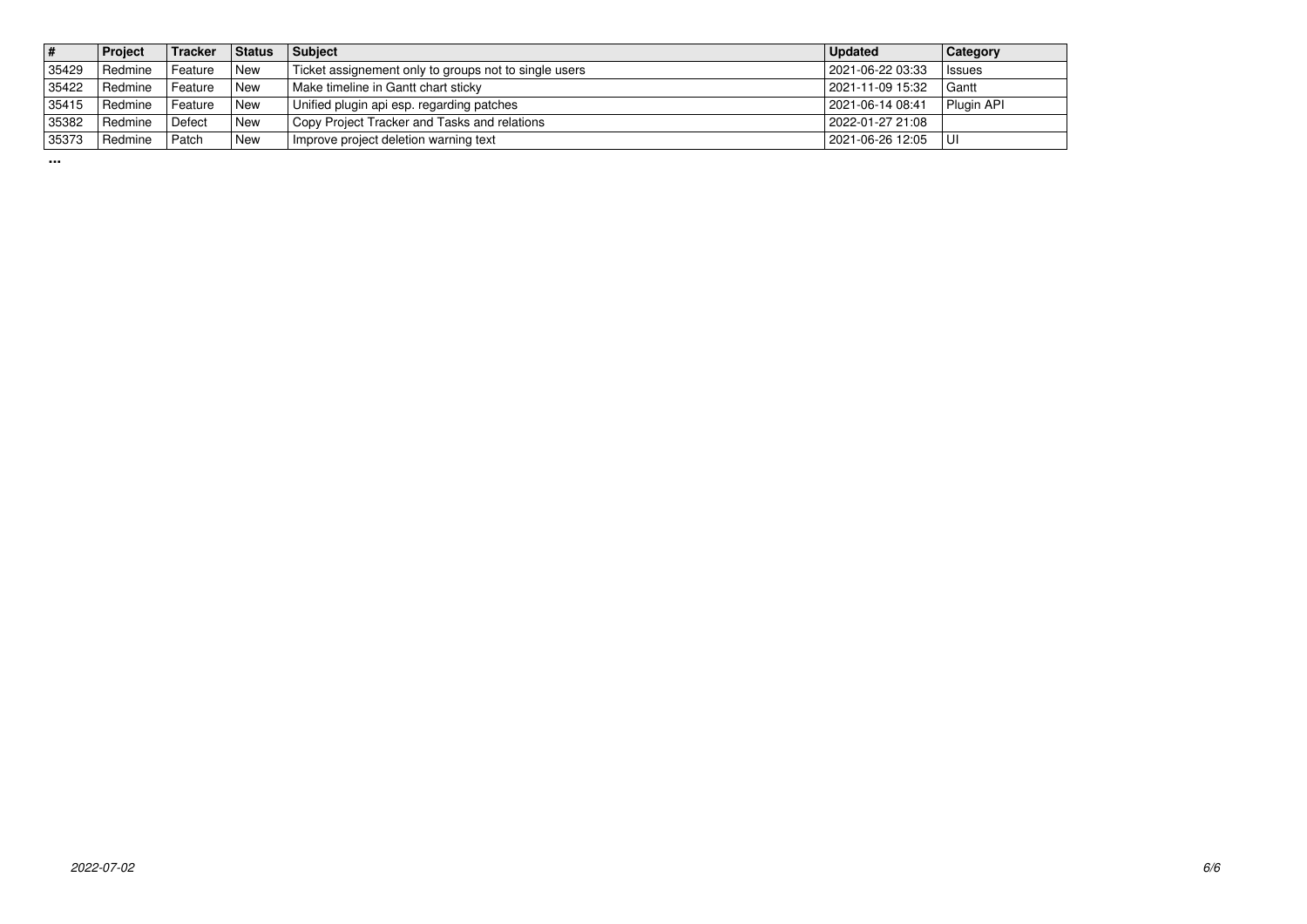| # | Project | Tracker | Status | Subject | Updated | Category |
|---|---|---|---|---|---|---|
| 35429 | Redmine | Feature | New | Ticket assignement only to groups not to single users | 2021-06-22 03:33 | Issues |
| 35422 | Redmine | Feature | New | Make timeline in Gantt chart sticky | 2021-11-09 15:32 | Gantt |
| 35415 | Redmine | Feature | New | Unified plugin api esp. regarding patches | 2021-06-14 08:41 | Plugin API |
| 35382 | Redmine | Defect | New | Copy Project Tracker and Tasks and relations | 2022-01-27 21:08 | |
| 35373 | Redmine | Patch | New | Improve project deletion warning text | 2021-06-26 12:05 | UI |

...